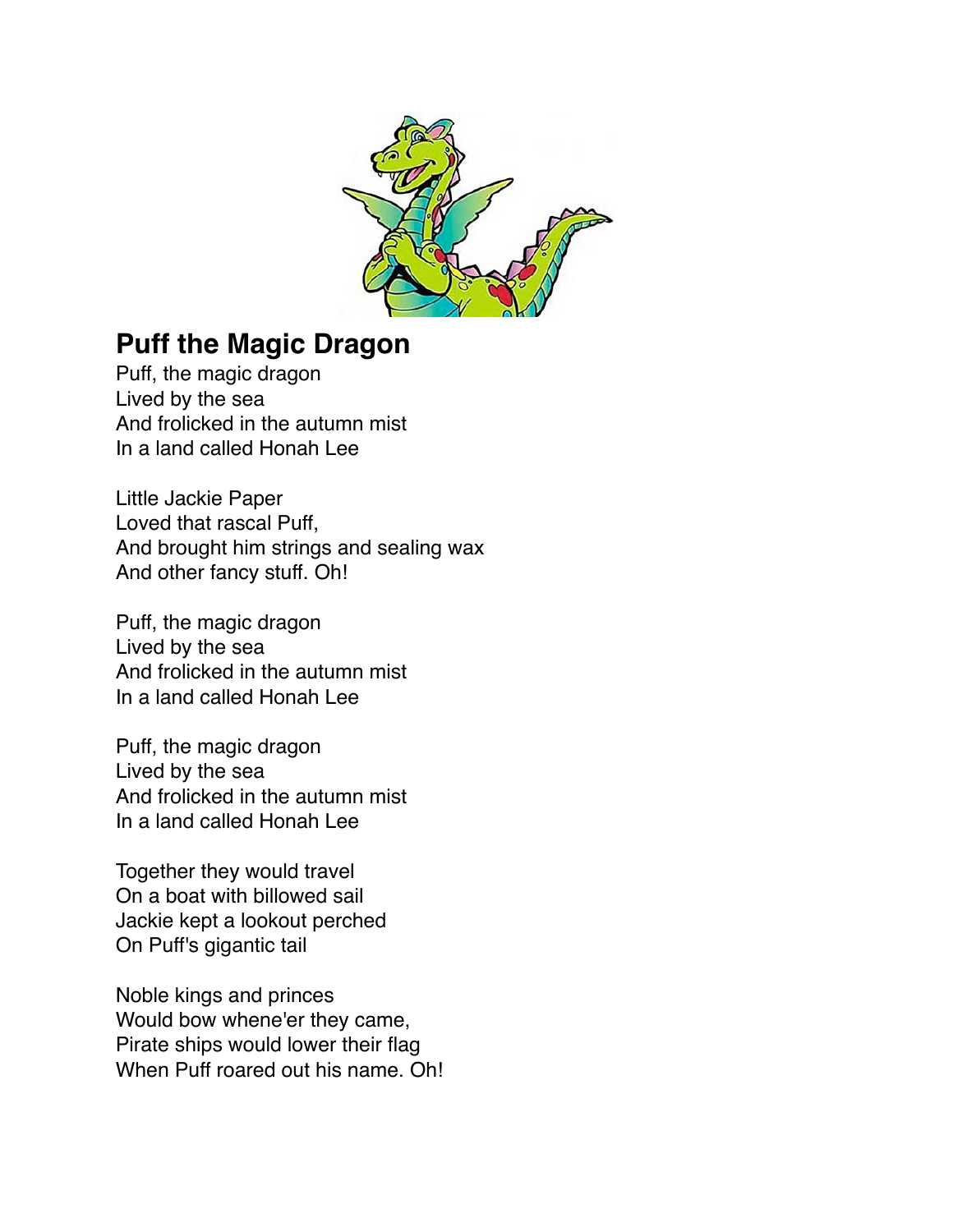# Puff the Magic Dragon

Puff, the magic dragon
Lived by the sea
And frolicked in the autumn mist
In a land called Honah Lee

Little Jackie Paper
Loved that rascal Puff,
And brought him strings and sealing wax
And other fancy stuff. Oh!

Puff, the magic dragon
Lived by the sea
And frolicked in the autumn mist
In a land called Honah Lee

Puff, the magic dragon
Lived by the sea
And frolicked in the autumn mist
In a land called Honah Lee

Together they would travel
On a boat with billowed sail
Jackie kept a lookout perched
On Puff's gigantic tail

Noble kings and princes
Would bow whene'er they came,
Pirate ships would lower their flag
When Puff roared out his name. Oh!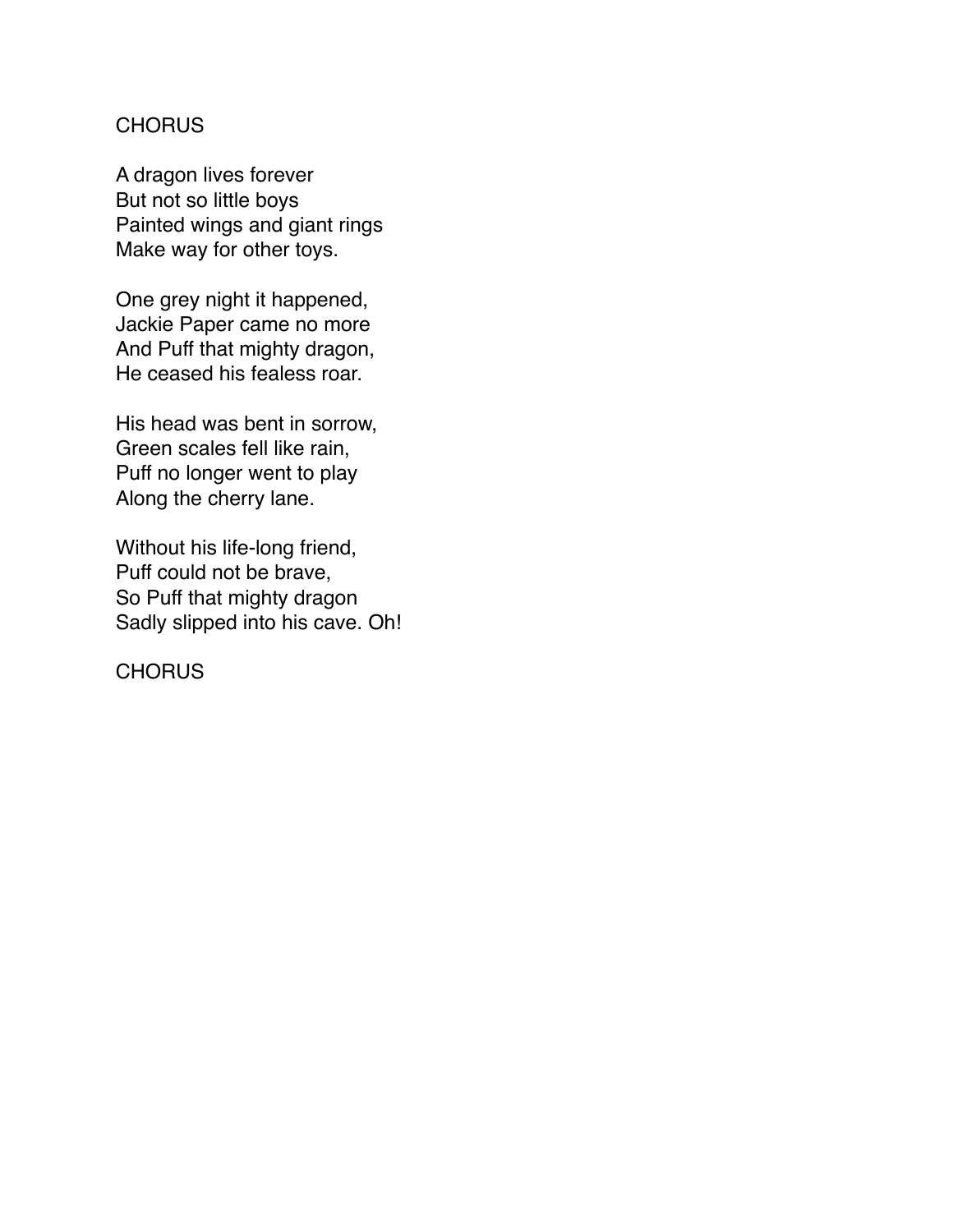CHORUS

A dragon lives forever
But not so little boys
Painted wings and giant rings
Make way for other toys.

One grey night it happened,
Jackie Paper came no more
And Puff that mighty dragon,
He ceased his fealess roar.

His head was bent in sorrow,
Green scales fell like rain,
Puff no longer went to play
Along the cherry lane.

Without his life-long friend,
Puff could not be brave,
So Puff that mighty dragon
Sadly slipped into his cave. Oh!

CHORUS